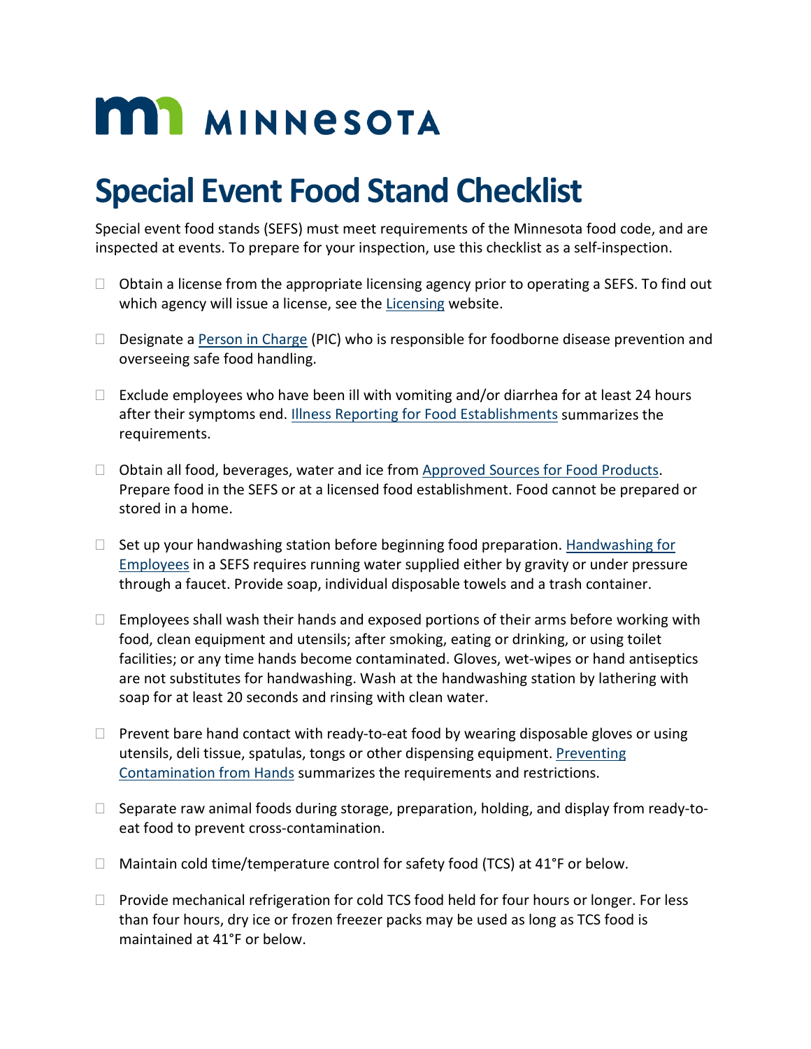MINNESOTA

# Special Event Food Stand Checklist

Special event food stands (SEFS) must meet requirements of the Minnesota food code, and are inspected at events. To prepare for your inspection, use this checklist as a self-inspection.

- [ ] Obtain a license from the appropriate licensing agency prior to operating a SEFS. To find out which agency will issue a license, see the Licensing website.

- [ ] Designate a Person in Charge (PIC) who is responsible for foodborne disease prevention and overseeing safe food handling.

- [ ] Exclude employees who have been ill with vomiting and/or diarrhea for at least 24 hours after their symptoms end. Illness Reporting for Food Establishments summarizes the requirements.

- [ ] Obtain all food, beverages, water and ice from Approved Sources for Food Products. Prepare food in the SEFS or at a licensed food establishment. Food cannot be prepared or stored in a home.

- [ ] Set up your handwashing station before beginning food preparation. Handwashing for Employees in a SEFS requires running water supplied either by gravity or under pressure through a faucet. Provide soap, individual disposable towels and a trash container.

- [ ] Employees shall wash their hands and exposed portions of their arms before working with food, clean equipment and utensils; after smoking, eating or drinking, or using toilet facilities; or any time hands become contaminated. Gloves, wet-wipes or hand antiseptics are not substitutes for handwashing. Wash at the handwashing station by lathering with soap for at least 20 seconds and rinsing with clean water.

- [ ] Prevent bare hand contact with ready-to-eat food by wearing disposable gloves or using utensils, deli tissue, spatulas, tongs or other dispensing equipment. Preventing Contamination from Hands summarizes the requirements and restrictions.

- [ ] Separate raw animal foods during storage, preparation, holding, and display from ready-to-eat food to prevent cross-contamination.

- [ ] Maintain cold time/temperature control for safety food (TCS) at 41°F or below.

- [ ] Provide mechanical refrigeration for cold TCS food held for four hours or longer. For less than four hours, dry ice or frozen freezer packs may be used as long as TCS food is maintained at 41°F or below.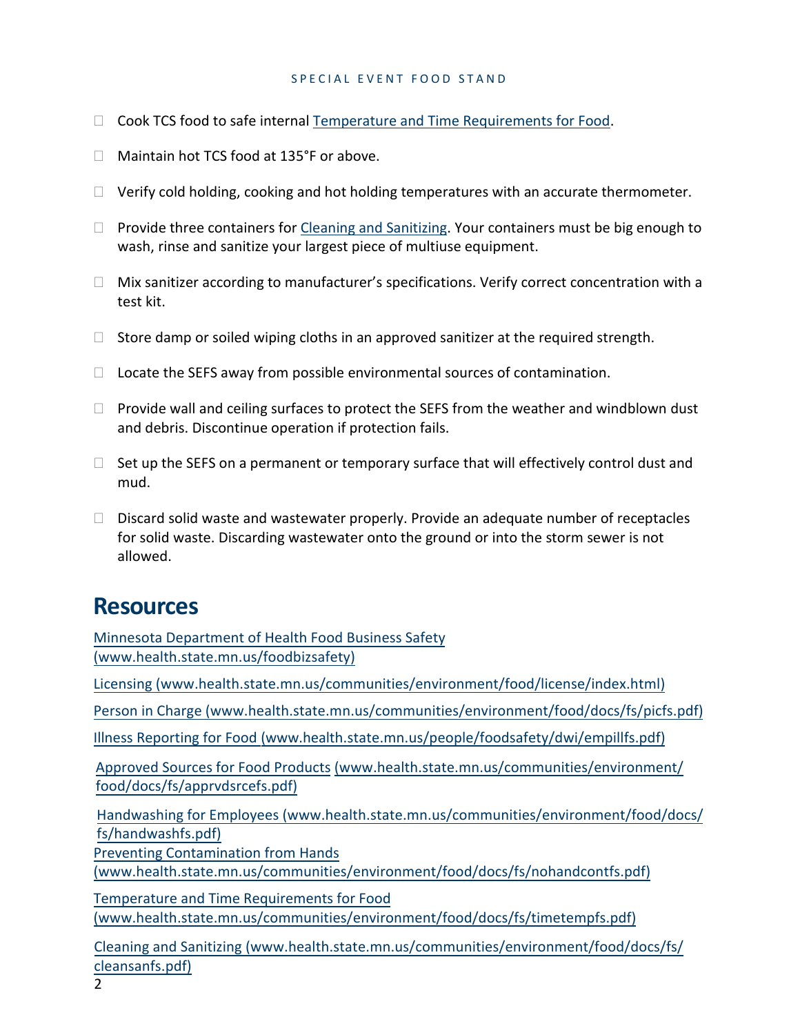- Cook TCS food to safe internal Temperature and Time Requirements for Food.
- Maintain hot TCS food at 135°F or above.
- Verify cold holding, cooking and hot holding temperatures with an accurate thermometer.
- Provide three containers for Cleaning and Sanitizing. Your containers must be big enough to wash, rinse and sanitize your largest piece of multiuse equipment.
- Mix sanitizer according to manufacturer's specifications. Verify correct concentration with a test kit.
- Store damp or soiled wiping cloths in an approved sanitizer at the required strength.
- Locate the SEFS away from possible environmental sources of contamination.
- Provide wall and ceiling surfaces to protect the SEFS from the weather and windblown dust and debris. Discontinue operation if protection fails.
- Set up the SEFS on a permanent or temporary surface that will effectively control dust and mud.
- Discard solid waste and wastewater properly. Provide an adequate number of receptacles for solid waste. Discarding wastewater onto the ground or into the storm sewer is not allowed.

## Resources

Minnesota Department of Health Food Business Safety (www.health.state.mn.us/foodbizsafety)

Licensing (www.health.state.mn.us/communities/environment/food/license/index.html)

Person in Charge (www.health.state.mn.us/communities/environment/food/docs/fs/picfs.pdf)

Illness Reporting for Food (www.health.state.mn.us/people/foodsafety/dwi/empillfs.pdf)

Approved Sources for Food Products (www.health.state.mn.us/communities/environment/food/docs/fs/apprvdsrcefs.pdf)

Handwashing for Employees (www.health.state.mn.us/communities/environment/food/docs/fs/handwashfs.pdf)

Preventing Contamination from Hands (www.health.state.mn.us/communities/environment/food/docs/fs/nohandcontfs.pdf)

Temperature and Time Requirements for Food (www.health.state.mn.us/communities/environment/food/docs/fs/timetempfs.pdf)

Cleaning and Sanitizing (www.health.state.mn.us/communities/environment/food/docs/fs/cleansanfs.pdf)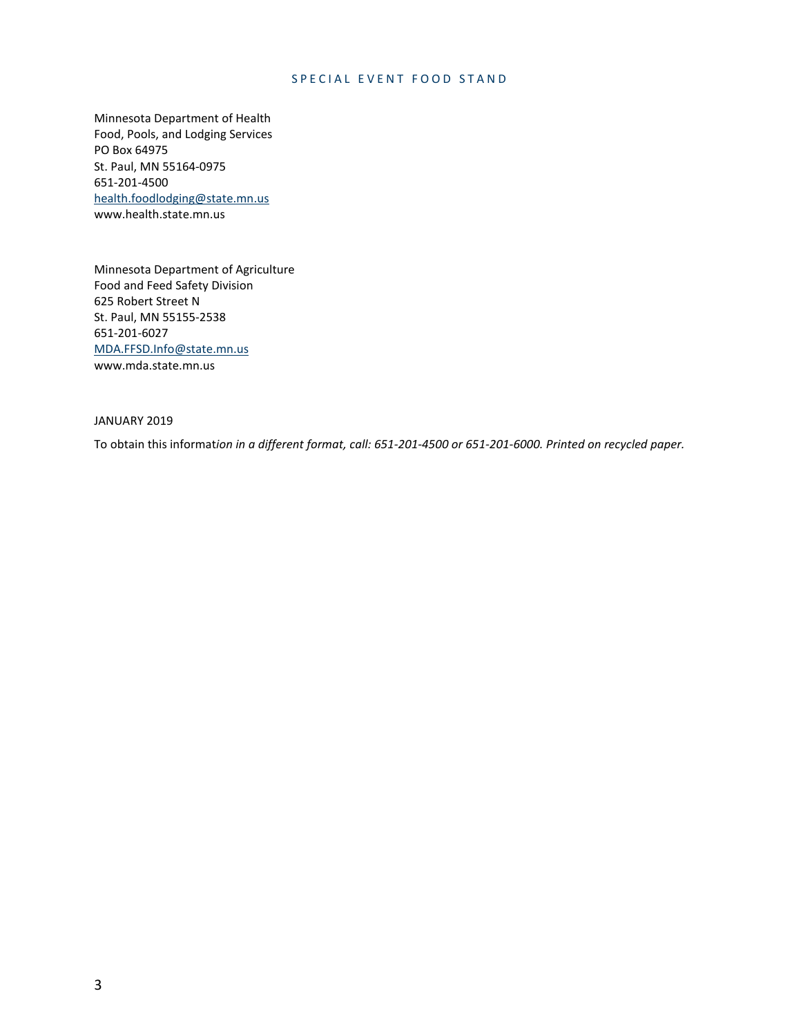Minnesota Department of Health
Food, Pools, and Lodging Services
PO Box 64975
St. Paul, MN 55164-0975
651-201-4500
health.foodlodging@state.mn.us
www.health.state.mn.us

Minnesota Department of Agriculture
Food and Feed Safety Division
625 Robert Street N
St. Paul, MN 55155-2538
651-201-6027
MDA.FFSD.Info@state.mn.us
www.mda.state.mn.us

JANUARY 2019

To obtain this informat*ion in a different format, call: 651-201-4500 or 651-201-6000. Printed on recycled paper.*